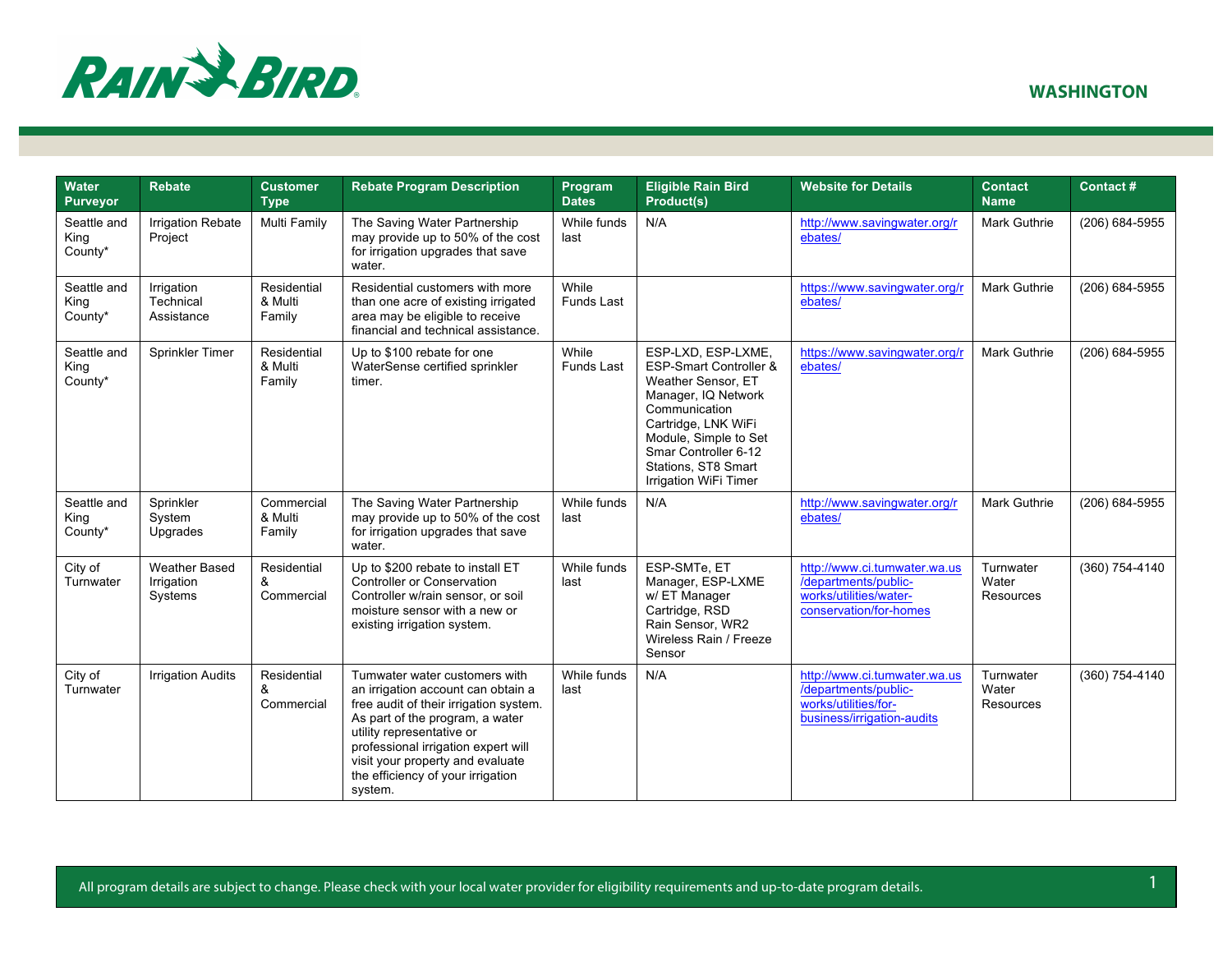RAIN BIRD

## WASHINGTON

| Water Purveyor | Rebate | Customer Type | Rebate Program Description | Program Dates | Eligible Rain Bird Product(s) | Website for Details | Contact Name | Contact # |
|---|---|---|---|---|---|---|---|---|
| Seattle and King County* | Irrigation Rebate Project | Multi Family | The Saving Water Partnership may provide up to 50% of the cost for irrigation upgrades that save water. | While funds last | N/A | http://www.savingwater.org/rebates/ | Mark Guthrie | (206) 684-5955 |
| Seattle and King County* | Irrigation Technical Assistance | Residential & Multi Family | Residential customers with more than one acre of existing irrigated area may be eligible to receive financial and technical assistance. | While Funds Last | | https://www.savingwater.org/rebates/ | Mark Guthrie | (206) 684-5955 |
| Seattle and King County* | Sprinkler Timer | Residential & Multi Family | Up to $100 rebate for one WaterSense certified sprinkler timer. | While Funds Last | ESP-LXD, ESP-LXME, ESP-Smart Controller & Weather Sensor, ET Manager, IQ Network Communication Cartridge, LNK WiFi Module, Simple to Set Smar Controller 6-12 Stations, ST8 Smart Irrigation WiFi Timer | https://www.savingwater.org/rebates/ | Mark Guthrie | (206) 684-5955 |
| Seattle and King County* | Sprinkler System Upgrades | Commercial & Multi Family | The Saving Water Partnership may provide up to 50% of the cost for irrigation upgrades that save water. | While funds last | N/A | http://www.savingwater.org/rebates/ | Mark Guthrie | (206) 684-5955 |
| City of Turnwater | Weather Based Irrigation Systems | Residential & Commercial | Up to $200 rebate to install ET Controller or Conservation Controller w/rain sensor, or soil moisture sensor with a new or existing irrigation system. | While funds last | ESP-SMTe, ET Manager, ESP-LXME w/ ET Manager Cartridge, RSD Rain Sensor, WR2 Wireless Rain / Freeze Sensor | http://www.ci.tumwater.wa.us/departments/public-works/utilities/water-conservation/for-homes | Turnwater Water Resources | (360) 754-4140 |
| City of Turnwater | Irrigation Audits | Residential & Commercial | Tumwater water customers with an irrigation account can obtain a free audit of their irrigation system. As part of the program, a water utility representative or professional irrigation expert will visit your property and evaluate the efficiency of your irrigation system. | While funds last | N/A | http://www.ci.tumwater.wa.us/departments/public-works/utilities/for-business/irrigation-audits | Turnwater Water Resources | (360) 754-4140 |

All program details are subject to change. Please check with your local water provider for eligibility requirements and up-to-date program details.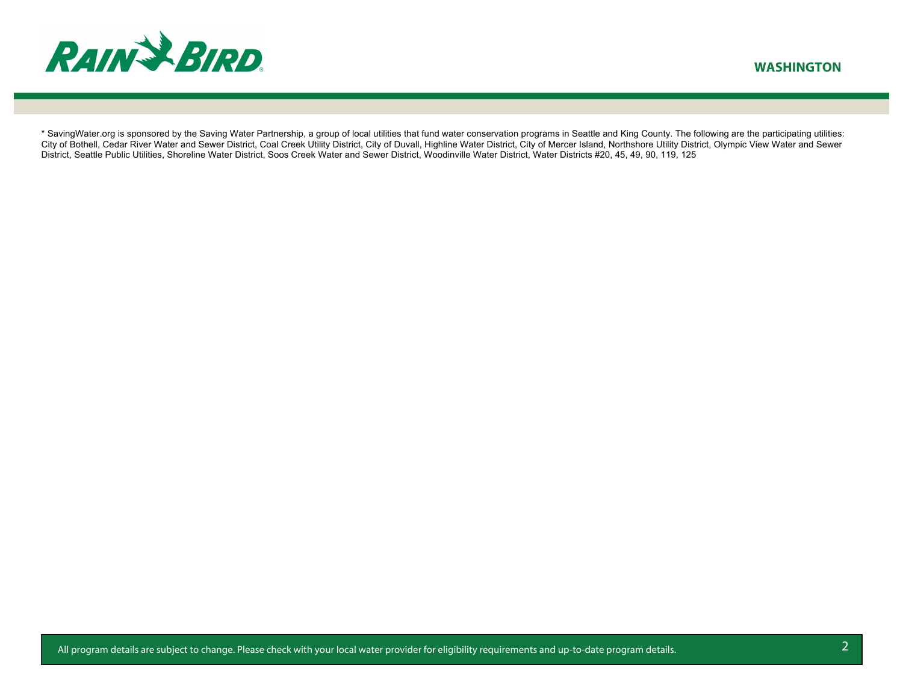\* SavingWater.org is sponsored by the Saving Water Partnership, a group of local utilities that fund water conservation programs in Seattle and King County. The following are the participating utilities: City of Bothell, Cedar River Water and Sewer District, Coal Creek Utility District, City of Duvall, Highline Water District, City of Mercer Island, Northshore Utility District, Olympic View Water and Sewer District, Seattle Public Utilities, Shoreline Water District, Soos Creek Water and Sewer District, Woodinville Water District, Water Districts #20, 45, 49, 90, 119, 125